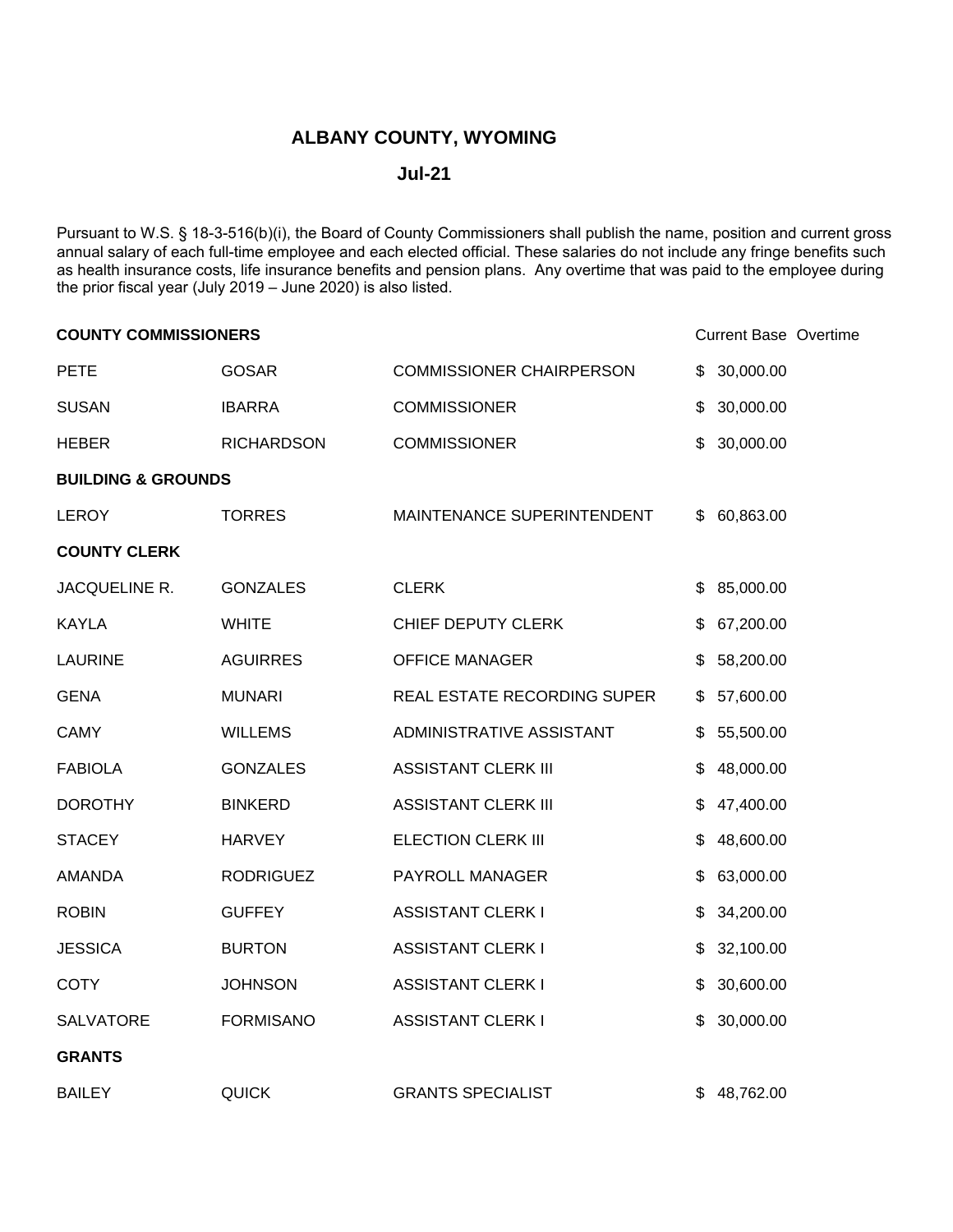# ALBANY COUNTY, WYOMING

## Jul-21

Pursuant to W.S. § 18-3-516(b)(i), the Board of County Commissioners shall publish the name, position and current gross annual salary of each full-time employee and each elected official. These salaries do not include any fringe benefits such as health insurance costs, life insurance benefits and pension plans. Any overtime that was paid to the employee during the prior fiscal year (July 2019 – June 2020) is also listed.

| **COUNTY COMMISSIONERS** | | | Current Base | Overtime |
|---|---|---|---|---|
| PETE | GOSAR | COMMISSIONER CHAIRPERSON | $ 30,000.00 | |
| SUSAN | IBARRA | COMMISSIONER | $ 30,000.00 | |
| HEBER | RICHARDSON | COMMISSIONER | $ 30,000.00 | |
| **BUILDING & GROUNDS** | | | | |
| LEROY | TORRES | MAINTENANCE SUPERINTENDENT | $ 60,863.00 | |
| **COUNTY CLERK** | | | | |
| JACQUELINE R. | GONZALES | CLERK | $ 85,000.00 | |
| KAYLA | WHITE | CHIEF DEPUTY CLERK | $ 67,200.00 | |
| LAURINE | AGUIRRES | OFFICE MANAGER | $ 58,200.00 | |
| GENA | MUNARI | REAL ESTATE RECORDING SUPER | $ 57,600.00 | |
| CAMY | WILLEMS | ADMINISTRATIVE ASSISTANT | $ 55,500.00 | |
| FABIOLA | GONZALES | ASSISTANT CLERK III | $ 48,000.00 | |
| DOROTHY | BINKERD | ASSISTANT CLERK III | $ 47,400.00 | |
| STACEY | HARVEY | ELECTION CLERK III | $ 48,600.00 | |
| AMANDA | RODRIGUEZ | PAYROLL MANAGER | $ 63,000.00 | |
| ROBIN | GUFFEY | ASSISTANT CLERK I | $ 34,200.00 | |
| JESSICA | BURTON | ASSISTANT CLERK I | $ 32,100.00 | |
| COTY | JOHNSON | ASSISTANT CLERK I | $ 30,600.00 | |
| SALVATORE | FORMISANO | ASSISTANT CLERK I | $ 30,000.00 | |
| **GRANTS** | | | | |
| BAILEY | QUICK | GRANTS SPECIALIST | $ 48,762.00 | |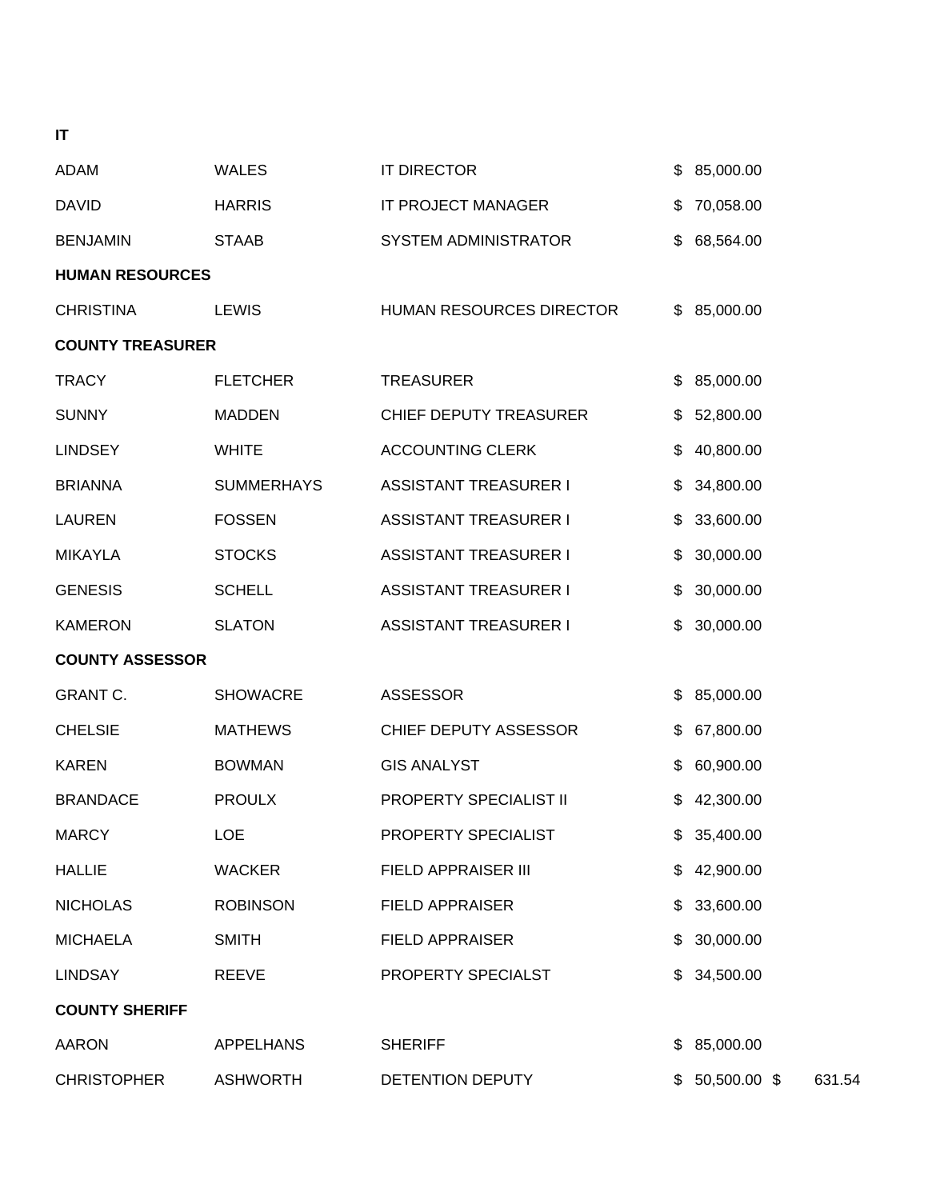| | | | | |
|---|---|---|---|---|
| **IT** | | | | |
| ADAM | WALES | IT DIRECTOR | $ 85,000.00 | |
| DAVID | HARRIS | IT PROJECT MANAGER | $ 70,058.00 | |
| BENJAMIN | STAAB | SYSTEM ADMINISTRATOR | $ 68,564.00 | |
| **HUMAN RESOURCES** | | | | |
| CHRISTINA | LEWIS | HUMAN RESOURCES DIRECTOR | $ 85,000.00 | |
| **COUNTY TREASURER** | | | | |
| TRACY | FLETCHER | TREASURER | $ 85,000.00 | |
| SUNNY | MADDEN | CHIEF DEPUTY TREASURER | $ 52,800.00 | |
| LINDSEY | WHITE | ACCOUNTING CLERK | $ 40,800.00 | |
| BRIANNA | SUMMERHAYS | ASSISTANT TREASURER I | $ 34,800.00 | |
| LAUREN | FOSSEN | ASSISTANT TREASURER I | $ 33,600.00 | |
| MIKAYLA | STOCKS | ASSISTANT TREASURER I | $ 30,000.00 | |
| GENESIS | SCHELL | ASSISTANT TREASURER I | $ 30,000.00 | |
| KAMERON | SLATON | ASSISTANT TREASURER I | $ 30,000.00 | |
| **COUNTY ASSESSOR** | | | | |
| GRANT C. | SHOWACRE | ASSESSOR | $ 85,000.00 | |
| CHELSIE | MATHEWS | CHIEF DEPUTY ASSESSOR | $ 67,800.00 | |
| KAREN | BOWMAN | GIS ANALYST | $ 60,900.00 | |
| BRANDACE | PROULX | PROPERTY SPECIALIST II | $ 42,300.00 | |
| MARCY | LOE | PROPERTY SPECIALIST | $ 35,400.00 | |
| HALLIE | WACKER | FIELD APPRAISER III | $ 42,900.00 | |
| NICHOLAS | ROBINSON | FIELD APPRAISER | $ 33,600.00 | |
| MICHAELA | SMITH | FIELD APPRAISER | $ 30,000.00 | |
| LINDSAY | REEVE | PROPERTY SPECIALST | $ 34,500.00 | |
| **COUNTY SHERIFF** | | | | |
| AARON | APPELHANS | SHERIFF | $ 85,000.00 | |
| CHRISTOPHER | ASHWORTH | DETENTION DEPUTY | $ 50,500.00 | $ 631.54 |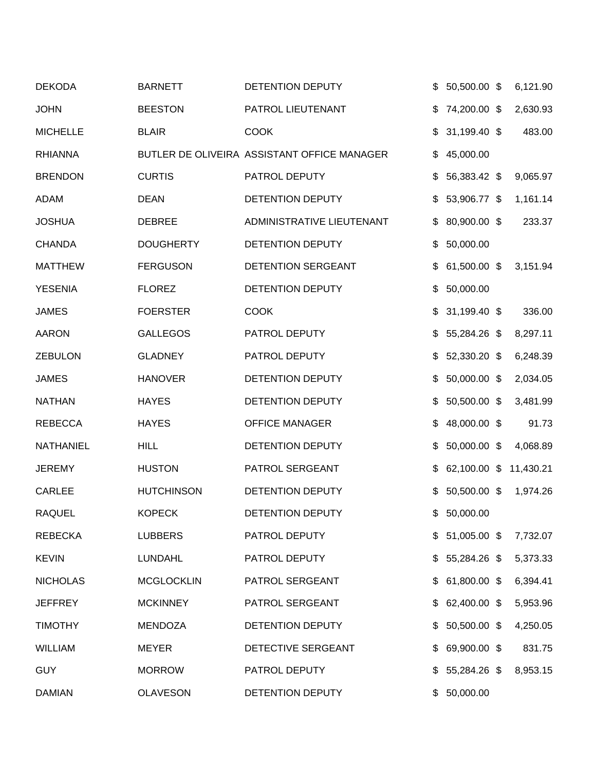| | | | | |
|---|---|---|---|---|
| DEKODA | BARNETT | DETENTION DEPUTY | $ 50,500.00 | $ 6,121.90 |
| JOHN | BEESTON | PATROL LIEUTENANT | $ 74,200.00 | $ 2,630.93 |
| MICHELLE | BLAIR | COOK | $ 31,199.40 | $ 483.00 |
| RHIANNA | BUTLER DE OLIVEIRA | ASSISTANT OFFICE MANAGER | $ 45,000.00 | |
| BRENDON | CURTIS | PATROL DEPUTY | $ 56,383.42 | $ 9,065.97 |
| ADAM | DEAN | DETENTION DEPUTY | $ 53,906.77 | $ 1,161.14 |
| JOSHUA | DEBREE | ADMINISTRATIVE LIEUTENANT | $ 80,900.00 | $ 233.37 |
| CHANDA | DOUGHERTY | DETENTION DEPUTY | $ 50,000.00 | |
| MATTHEW | FERGUSON | DETENTION SERGEANT | $ 61,500.00 | $ 3,151.94 |
| YESENIA | FLOREZ | DETENTION DEPUTY | $ 50,000.00 | |
| JAMES | FOERSTER | COOK | $ 31,199.40 | $ 336.00 |
| AARON | GALLEGOS | PATROL DEPUTY | $ 55,284.26 | $ 8,297.11 |
| ZEBULON | GLADNEY | PATROL DEPUTY | $ 52,330.20 | $ 6,248.39 |
| JAMES | HANOVER | DETENTION DEPUTY | $ 50,000.00 | $ 2,034.05 |
| NATHAN | HAYES | DETENTION DEPUTY | $ 50,500.00 | $ 3,481.99 |
| REBECCA | HAYES | OFFICE MANAGER | $ 48,000.00 | $ 91.73 |
| NATHANIEL | HILL | DETENTION DEPUTY | $ 50,000.00 | $ 4,068.89 |
| JEREMY | HUSTON | PATROL SERGEANT | $ 62,100.00 | $ 11,430.21 |
| CARLEE | HUTCHINSON | DETENTION DEPUTY | $ 50,500.00 | $ 1,974.26 |
| RAQUEL | KOPECK | DETENTION DEPUTY | $ 50,000.00 | |
| REBECKA | LUBBERS | PATROL DEPUTY | $ 51,005.00 | $ 7,732.07 |
| KEVIN | LUNDAHL | PATROL DEPUTY | $ 55,284.26 | $ 5,373.33 |
| NICHOLAS | MCGLOCKLIN | PATROL SERGEANT | $ 61,800.00 | $ 6,394.41 |
| JEFFREY | MCKINNEY | PATROL SERGEANT | $ 62,400.00 | $ 5,953.96 |
| TIMOTHY | MENDOZA | DETENTION DEPUTY | $ 50,500.00 | $ 4,250.05 |
| WILLIAM | MEYER | DETECTIVE SERGEANT | $ 69,900.00 | $ 831.75 |
| GUY | MORROW | PATROL DEPUTY | $ 55,284.26 | $ 8,953.15 |
| DAMIAN | OLAVESON | DETENTION DEPUTY | $ 50,000.00 | |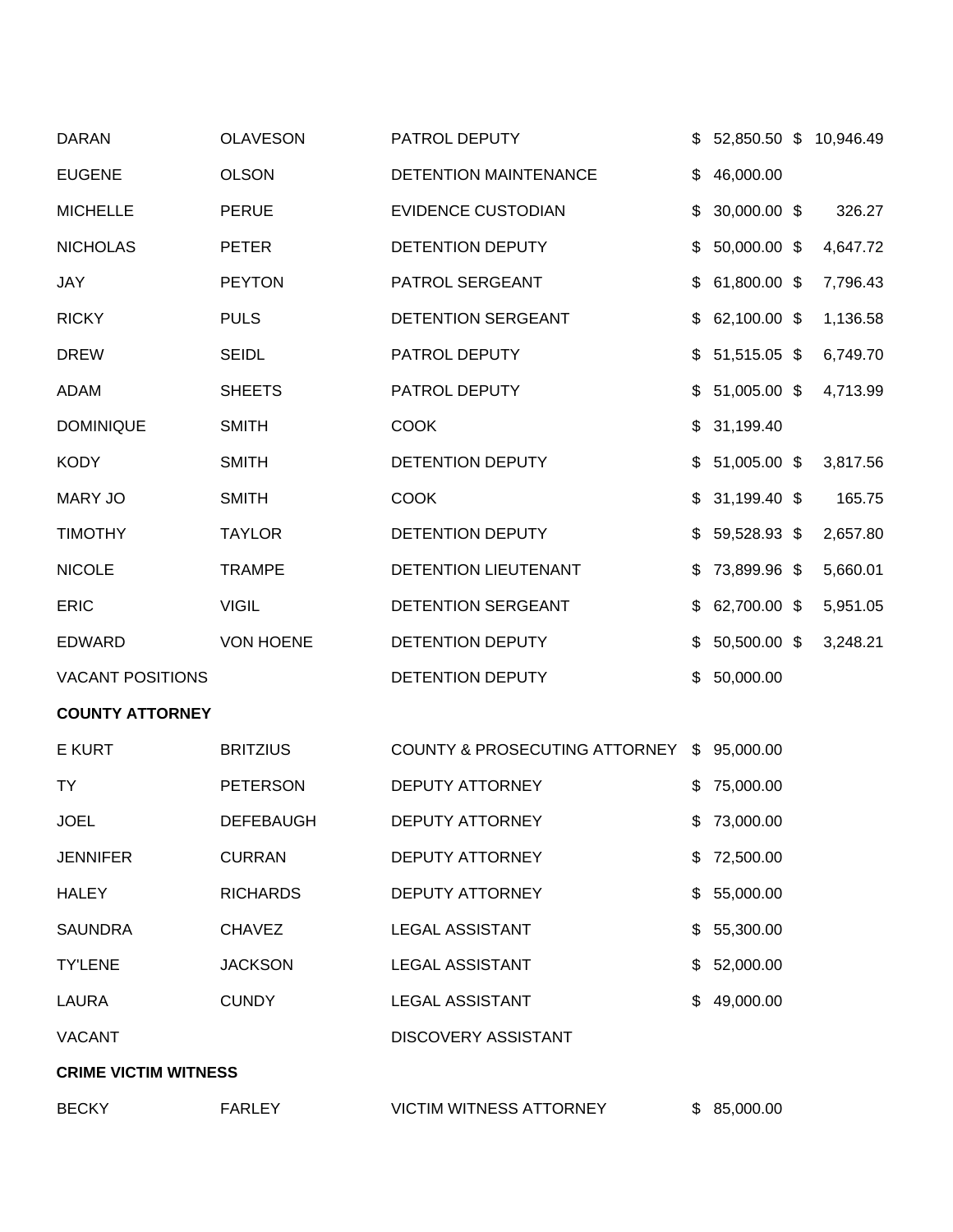| | | | | |
|---|---|---|---|---|
| DARAN | OLAVESON | PATROL DEPUTY | $ 52,850.50 | $ 10,946.49 |
| EUGENE | OLSON | DETENTION MAINTENANCE | $ 46,000.00 | |
| MICHELLE | PERUE | EVIDENCE CUSTODIAN | $ 30,000.00 | $ 326.27 |
| NICHOLAS | PETER | DETENTION DEPUTY | $ 50,000.00 | $ 4,647.72 |
| JAY | PEYTON | PATROL SERGEANT | $ 61,800.00 | $ 7,796.43 |
| RICKY | PULS | DETENTION SERGEANT | $ 62,100.00 | $ 1,136.58 |
| DREW | SEIDL | PATROL DEPUTY | $ 51,515.05 | $ 6,749.70 |
| ADAM | SHEETS | PATROL DEPUTY | $ 51,005.00 | $ 4,713.99 |
| DOMINIQUE | SMITH | COOK | $ 31,199.40 | |
| KODY | SMITH | DETENTION DEPUTY | $ 51,005.00 | $ 3,817.56 |
| MARY JO | SMITH | COOK | $ 31,199.40 | $ 165.75 |
| TIMOTHY | TAYLOR | DETENTION DEPUTY | $ 59,528.93 | $ 2,657.80 |
| NICOLE | TRAMPE | DETENTION LIEUTENANT | $ 73,899.96 | $ 5,660.01 |
| ERIC | VIGIL | DETENTION SERGEANT | $ 62,700.00 | $ 5,951.05 |
| EDWARD | VON HOENE | DETENTION DEPUTY | $ 50,500.00 | $ 3,248.21 |
| VACANT POSITIONS | | DETENTION DEPUTY | $ 50,000.00 | |
| **COUNTY ATTORNEY** | | | | |
| E KURT | BRITZIUS | COUNTY & PROSECUTING ATTORNEY | $ 95,000.00 | |
| TY | PETERSON | DEPUTY ATTORNEY | $ 75,000.00 | |
| JOEL | DEFEBAUGH | DEPUTY ATTORNEY | $ 73,000.00 | |
| JENNIFER | CURRAN | DEPUTY ATTORNEY | $ 72,500.00 | |
| HALEY | RICHARDS | DEPUTY ATTORNEY | $ 55,000.00 | |
| SAUNDRA | CHAVEZ | LEGAL ASSISTANT | $ 55,300.00 | |
| TY'LENE | JACKSON | LEGAL ASSISTANT | $ 52,000.00 | |
| LAURA | CUNDY | LEGAL ASSISTANT | $ 49,000.00 | |
| VACANT | | DISCOVERY ASSISTANT | | |
| **CRIME VICTIM WITNESS** | | | | |
| BECKY | FARLEY | VICTIM WITNESS ATTORNEY | $ 85,000.00 | |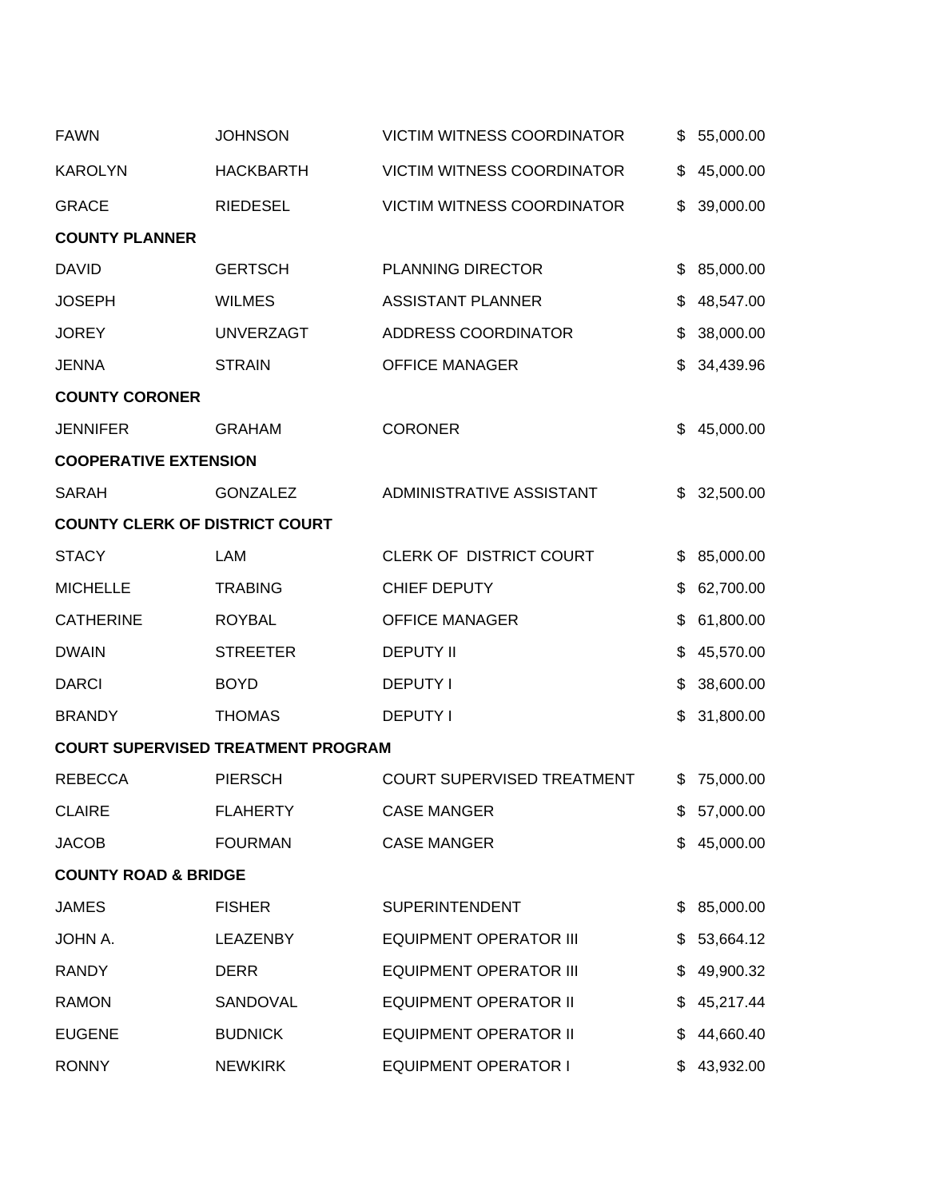| | | | |
|---|---|---|---|
| FAWN | JOHNSON | VICTIM WITNESS COORDINATOR | $ 55,000.00 |
| KAROLYN | HACKBARTH | VICTIM WITNESS COORDINATOR | $ 45,000.00 |
| GRACE | RIEDESEL | VICTIM WITNESS COORDINATOR | $ 39,000.00 |
| **COUNTY PLANNER** | | | |
| DAVID | GERTSCH | PLANNING DIRECTOR | $ 85,000.00 |
| JOSEPH | WILMES | ASSISTANT PLANNER | $ 48,547.00 |
| JOREY | UNVERZAGT | ADDRESS COORDINATOR | $ 38,000.00 |
| JENNA | STRAIN | OFFICE MANAGER | $ 34,439.96 |
| **COUNTY CORONER** | | | |
| JENNIFER | GRAHAM | CORONER | $ 45,000.00 |
| **COOPERATIVE EXTENSION** | | | |
| SARAH | GONZALEZ | ADMINISTRATIVE ASSISTANT | $ 32,500.00 |
| **COUNTY CLERK OF DISTRICT COURT** | | | |
| STACY | LAM | CLERK OF DISTRICT COURT | $ 85,000.00 |
| MICHELLE | TRABING | CHIEF DEPUTY | $ 62,700.00 |
| CATHERINE | ROYBAL | OFFICE MANAGER | $ 61,800.00 |
| DWAIN | STREETER | DEPUTY II | $ 45,570.00 |
| DARCI | BOYD | DEPUTY I | $ 38,600.00 |
| BRANDY | THOMAS | DEPUTY I | $ 31,800.00 |
| **COURT SUPERVISED TREATMENT PROGRAM** | | | |
| REBECCA | PIERSCH | COURT SUPERVISED TREATMENT | $ 75,000.00 |
| CLAIRE | FLAHERTY | CASE MANGER | $ 57,000.00 |
| JACOB | FOURMAN | CASE MANGER | $ 45,000.00 |
| **COUNTY ROAD & BRIDGE** | | | |
| JAMES | FISHER | SUPERINTENDENT | $ 85,000.00 |
| JOHN A. | LEAZENBY | EQUIPMENT OPERATOR III | $ 53,664.12 |
| RANDY | DERR | EQUIPMENT OPERATOR III | $ 49,900.32 |
| RAMON | SANDOVAL | EQUIPMENT OPERATOR II | $ 45,217.44 |
| EUGENE | BUDNICK | EQUIPMENT OPERATOR II | $ 44,660.40 |
| RONNY | NEWKIRK | EQUIPMENT OPERATOR I | $ 43,932.00 |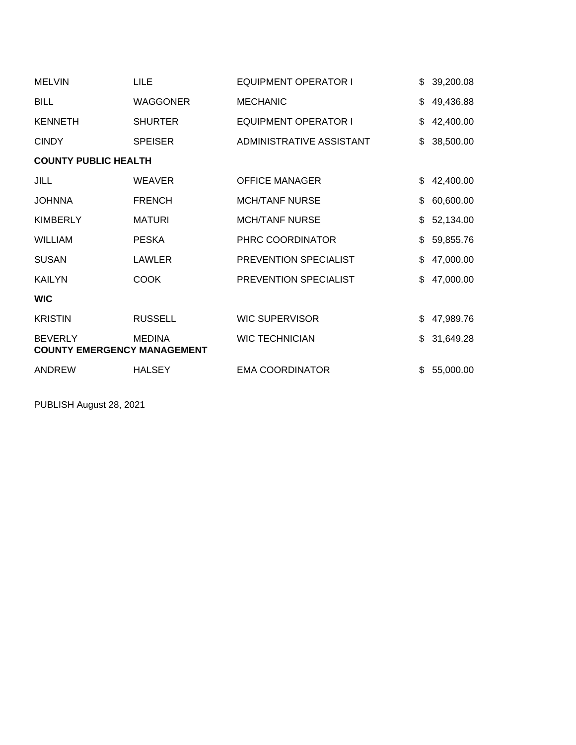| | | | |
|---|---|---|---|
| MELVIN | LILE | EQUIPMENT OPERATOR I | $ 39,200.08 |
| BILL | WAGGONER | MECHANIC | $ 49,436.88 |
| KENNETH | SHURTER | EQUIPMENT OPERATOR I | $ 42,400.00 |
| CINDY | SPEISER | ADMINISTRATIVE ASSISTANT | $ 38,500.00 |
| **COUNTY PUBLIC HEALTH** | | | |
| JILL | WEAVER | OFFICE MANAGER | $ 42,400.00 |
| JOHNNA | FRENCH | MCH/TANF NURSE | $ 60,600.00 |
| KIMBERLY | MATURI | MCH/TANF NURSE | $ 52,134.00 |
| WILLIAM | PESKA | PHRC COORDINATOR | $ 59,855.76 |
| SUSAN | LAWLER | PREVENTION SPECIALIST | $ 47,000.00 |
| KAILYN | COOK | PREVENTION SPECIALIST | $ 47,000.00 |
| **WIC** | | | |
| KRISTIN | RUSSELL | WIC SUPERVISOR | $ 47,989.76 |
| BEVERLY | MEDINA | WIC TECHNICIAN | $ 31,649.28 |
| **COUNTY EMERGENCY MANAGEMENT** | | | |
| ANDREW | HALSEY | EMA COORDINATOR | $ 55,000.00 |

PUBLISH August 28, 2021